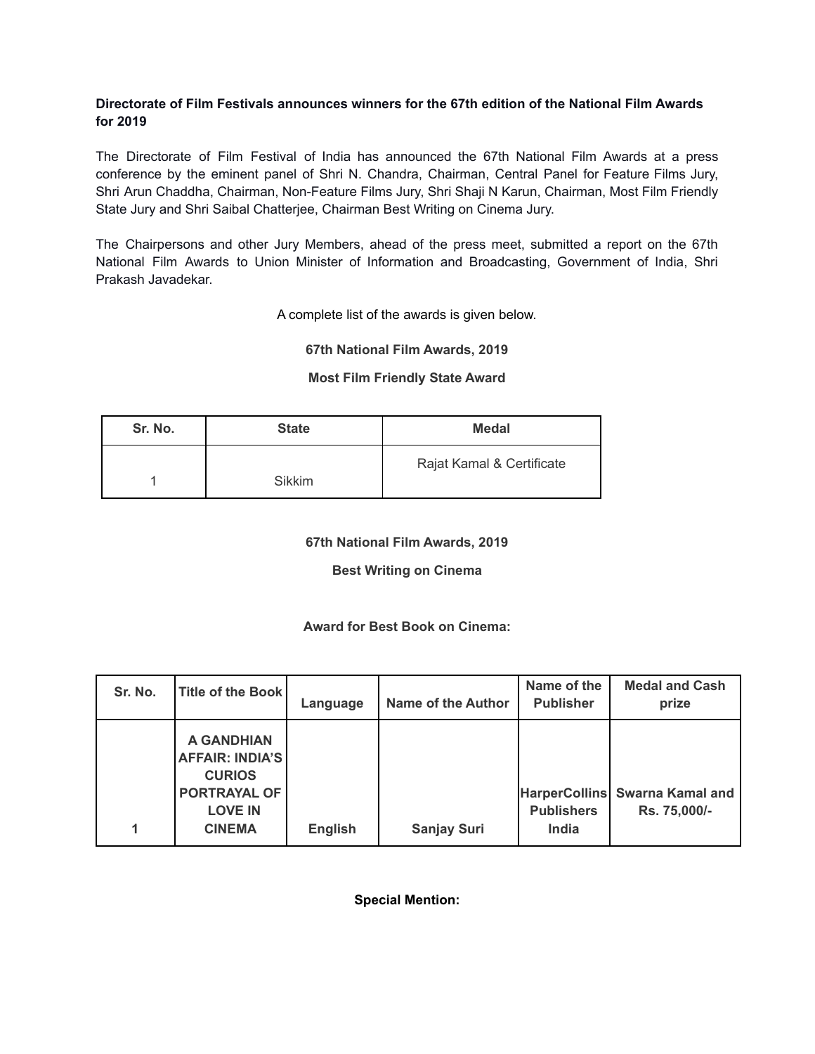**Directorate of Film Festivals announces winners for the 67th edition of the National Film Awards for 2019**

The Directorate of Film Festival of India has announced the 67th National Film Awards at a press conference by the eminent panel of Shri N. Chandra, Chairman, Central Panel for Feature Films Jury, Shri Arun Chaddha, Chairman, Non-Feature Films Jury, Shri Shaji N Karun, Chairman, Most Film Friendly State Jury and Shri Saibal Chatterjee, Chairman Best Writing on Cinema Jury.

The Chairpersons and other Jury Members, ahead of the press meet, submitted a report on the 67th National Film Awards to Union Minister of Information and Broadcasting, Government of India, Shri Prakash Javadekar.

A complete list of the awards is given below.

**67th National Film Awards, 2019**

**Most Film Friendly State Award**

| Sr. No. | State | Medal |
|---|---|---|
| 1 | Sikkim | Rajat Kamal & Certificate |

**67th National Film Awards, 2019**

**Best Writing on Cinema**

**Award for Best Book on Cinema:**

| Sr. No. | Title of the Book | Language | Name of the Author | Name of the Publisher | Medal and Cash prize |
|---|---|---|---|---|---|
| **1** | **A GANDHIAN AFFAIR: INDIA'S CURIOS PORTRAYAL OF LOVE IN CINEMA** | **English** | **Sanjay Suri** | **HarperCollins Publishers India** | **Swarna Kamal and Rs. 75,000/-** |

**Special Mention:**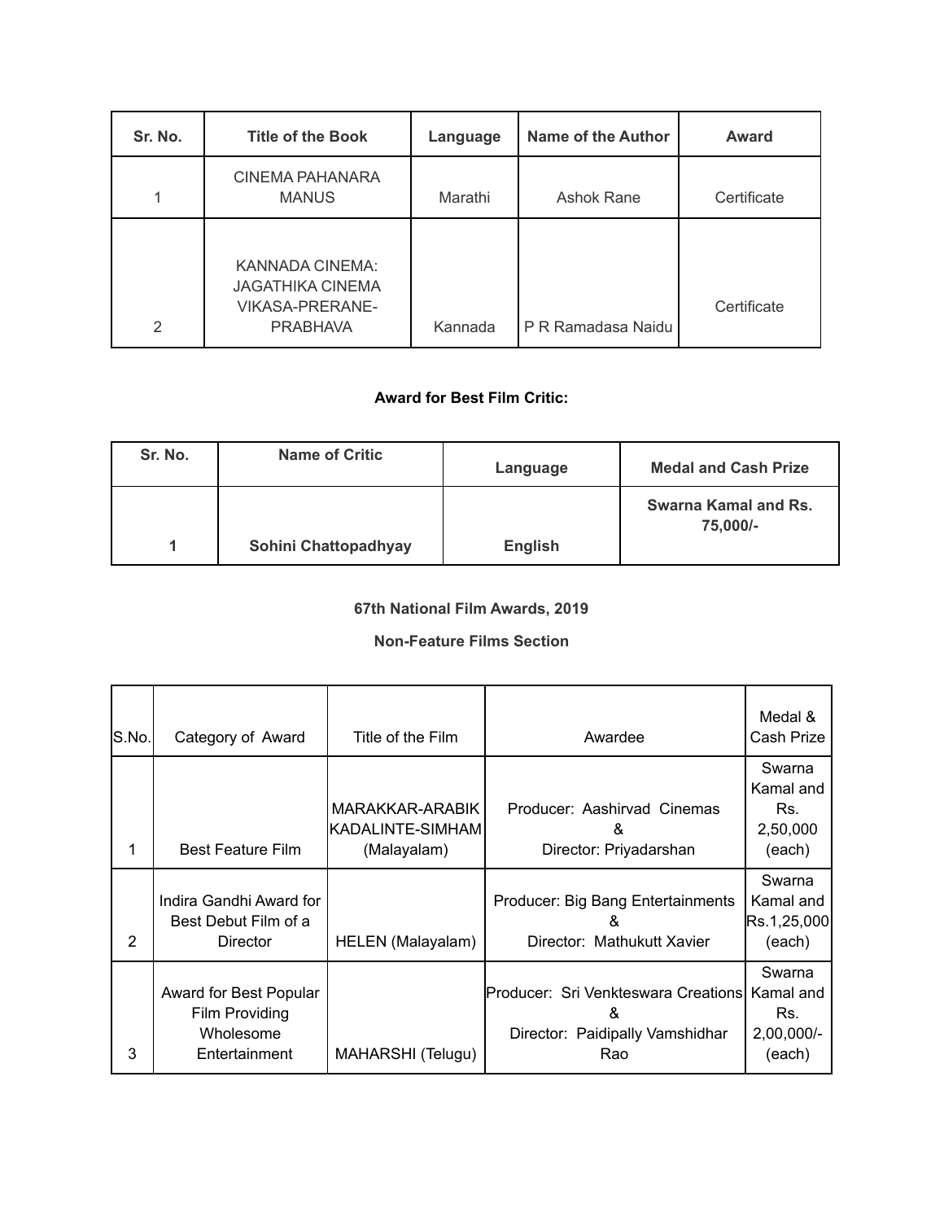| Sr. No. | Title of the Book | Language | Name of the Author | Award |
|---|---|---|---|---|
| 1 | CINEMA PAHANARA MANUS | Marathi | Ashok Rane | Certificate |
| 2 | KANNADA CINEMA: JAGATHIKA CINEMA VIKASA-PRERANE-PRABHAVA | Kannada | P R Ramadasa Naidu | Certificate |

**Award for Best Film Critic:**

| **Sr. No.** | **Name of Critic** | **Language** | **Medal and Cash Prize** |
|---|---|---|---|
| **1** | **Sohini Chattopadhyay** | **English** | **Swarna Kamal and Rs. 75,000/-** |

**67th National Film Awards, 2019**

**Non-Feature Films Section**

| S.No. | Category of Award | Title of the Film | Awardee | Medal & Cash Prize |
|---|---|---|---|---|
| 1 | Best Feature Film | MARAKKAR-ARABIK KADALINTE-SIMHAM (Malayalam) | Producer: Aashirvad Cinemas & Director: Priyadarshan | Swarna Kamal and Rs. 2,50,000 (each) |
| 2 | Indira Gandhi Award for Best Debut Film of a Director | HELEN (Malayalam) | Producer: Big Bang Entertainments & Director: Mathukutt Xavier | Swarna Kamal and Rs.1,25,000 (each) |
| 3 | Award for Best Popular Film Providing Wholesome Entertainment | MAHARSHI (Telugu) | Producer: Sri Venkteswara Creations & Director: Paidipally Vamshidhar Rao | Swarna Kamal and Rs. 2,00,000/- (each) |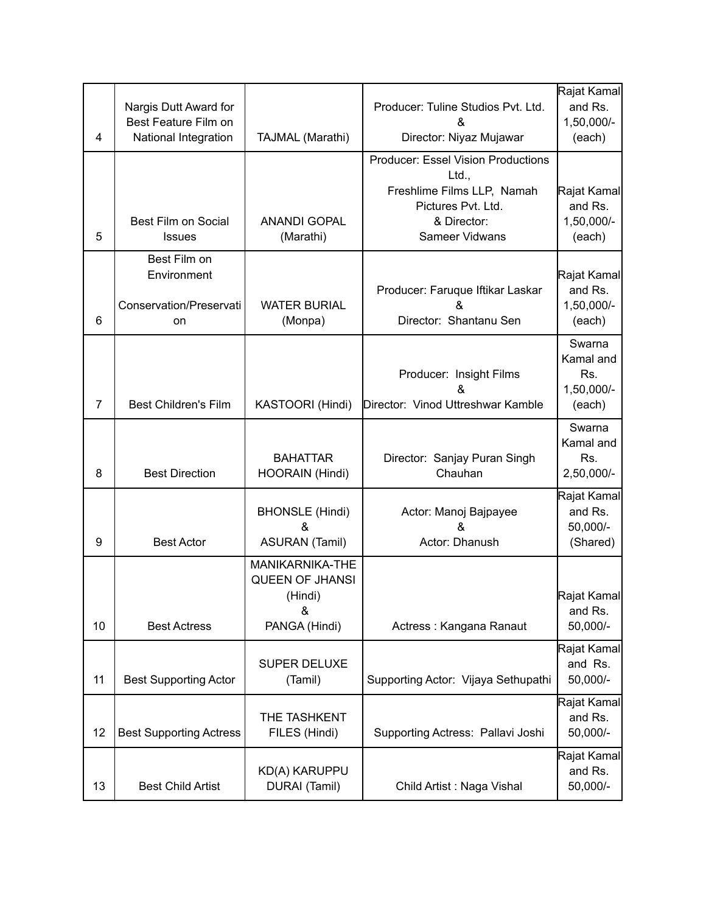| 4 | Nargis Dutt Award for Best Feature Film on National Integration | TAJMAL (Marathi) | Producer: Tuline Studios Pvt. Ltd. & Director: Niyaz Mujawar | Rajat Kamal and Rs. 1,50,000/- (each) |
|---|---|---|---|---|
| 5 | Best Film on Social Issues | ANANDI GOPAL (Marathi) | Producer: Essel Vision Productions Ltd., Freshlime Films LLP, Namah Pictures Pvt. Ltd. & Director: Sameer Vidwans | Rajat Kamal and Rs. 1,50,000/- (each) |
| 6 | Best Film on Environment Conservation/Preservation | WATER BURIAL (Monpa) | Producer: Faruque Iftikar Laskar & Director: Shantanu Sen | Rajat Kamal and Rs. 1,50,000/- (each) |
| 7 | Best Children's Film | KASTOORI (Hindi) | Producer: Insight Films & Director: Vinod Uttreshwar Kamble | Swarna Kamal and Rs. 1,50,000/- (each) |
| 8 | Best Direction | BAHATTAR HOORAIN (Hindi) | Director: Sanjay Puran Singh Chauhan | Swarna Kamal and Rs. 2,50,000/- |
| 9 | Best Actor | BHONSLE (Hindi) & ASURAN (Tamil) | Actor: Manoj Bajpayee & Actor: Dhanush | Rajat Kamal and Rs. 50,000/- (Shared) |
| 10 | Best Actress | MANIKARNIKA-THE QUEEN OF JHANSI (Hindi) & PANGA (Hindi) | Actress : Kangana Ranaut | Rajat Kamal and Rs. 50,000/- |
| 11 | Best Supporting Actor | SUPER DELUXE (Tamil) | Supporting Actor: Vijaya Sethupathi | Rajat Kamal and Rs. 50,000/- |
| 12 | Best Supporting Actress | THE TASHKENT FILES (Hindi) | Supporting Actress: Pallavi Joshi | Rajat Kamal and Rs. 50,000/- |
| 13 | Best Child Artist | KD(A) KARUPPU DURAI (Tamil) | Child Artist : Naga Vishal | Rajat Kamal and Rs. 50,000/- |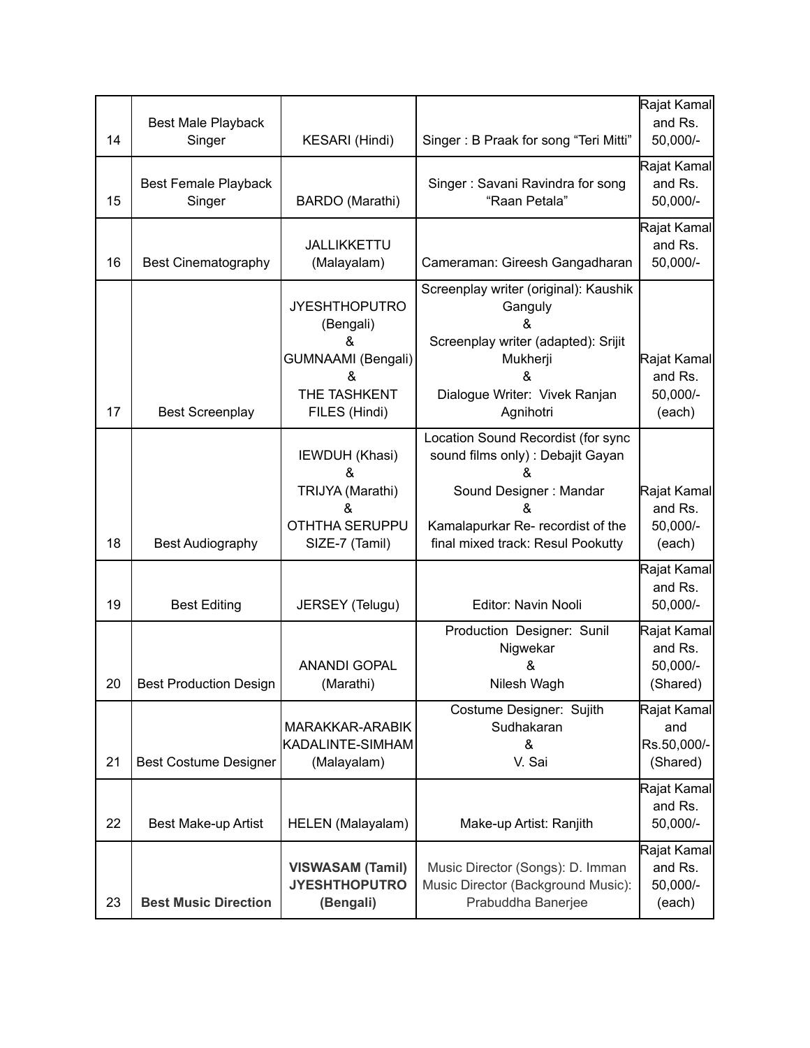| 14 | Best Male Playback Singer | KESARI (Hindi) | Singer : B Praak for song "Teri Mitti" | Rajat Kamal and Rs. 50,000/- |
|---|---|---|---|---|
| 15 | Best Female Playback Singer | BARDO (Marathi) | Singer : Savani Ravindra for song "Raan Petala" | Rajat Kamal and Rs. 50,000/- |
| 16 | Best Cinematography | JALLIKKETTU (Malayalam) | Cameraman: Gireesh Gangadharan | Rajat Kamal and Rs. 50,000/- |
| 17 | Best Screenplay | JYESHTHOPUTRO (Bengali) & GUMNAAMI (Bengali) & THE TASHKENT FILES (Hindi) | Screenplay writer (original): Kaushik Ganguly & Screenplay writer (adapted): Srijit Mukherji & Dialogue Writer: Vivek Ranjan Agnihotri | Rajat Kamal and Rs. 50,000/- (each) |
| 18 | Best Audiography | IEWDUH (Khasi) & TRIJYA (Marathi) & OTHTHA SERUPPU SIZE-7 (Tamil) | Location Sound Recordist (for sync sound films only) : Debajit Gayan & Sound Designer : Mandar & Kamalapurkar Re- recordist of the final mixed track: Resul Pookutty | Rajat Kamal and Rs. 50,000/- (each) |
| 19 | Best Editing | JERSEY (Telugu) | Editor: Navin Nooli | Rajat Kamal and Rs. 50,000/- |
| 20 | Best Production Design | ANANDI GOPAL (Marathi) | Production Designer: Sunil Nigwekar & Nilesh Wagh | Rajat Kamal and Rs. 50,000/- (Shared) |
| 21 | Best Costume Designer | MARAKKAR-ARABIK KADALINTE-SIMHAM (Malayalam) | Costume Designer: Sujith Sudhakaran & V. Sai | Rajat Kamal and Rs.50,000/- (Shared) |
| 22 | Best Make-up Artist | HELEN (Malayalam) | Make-up Artist: Ranjith | Rajat Kamal and Rs. 50,000/- |
| 23 | **Best Music Direction** | **VISWASAM (Tamil) JYESHTHOPUTRO (Bengali)** | Music Director (Songs): D. Imman Music Director (Background Music): Prabuddha Banerjee | Rajat Kamal and Rs. 50,000/- (each) |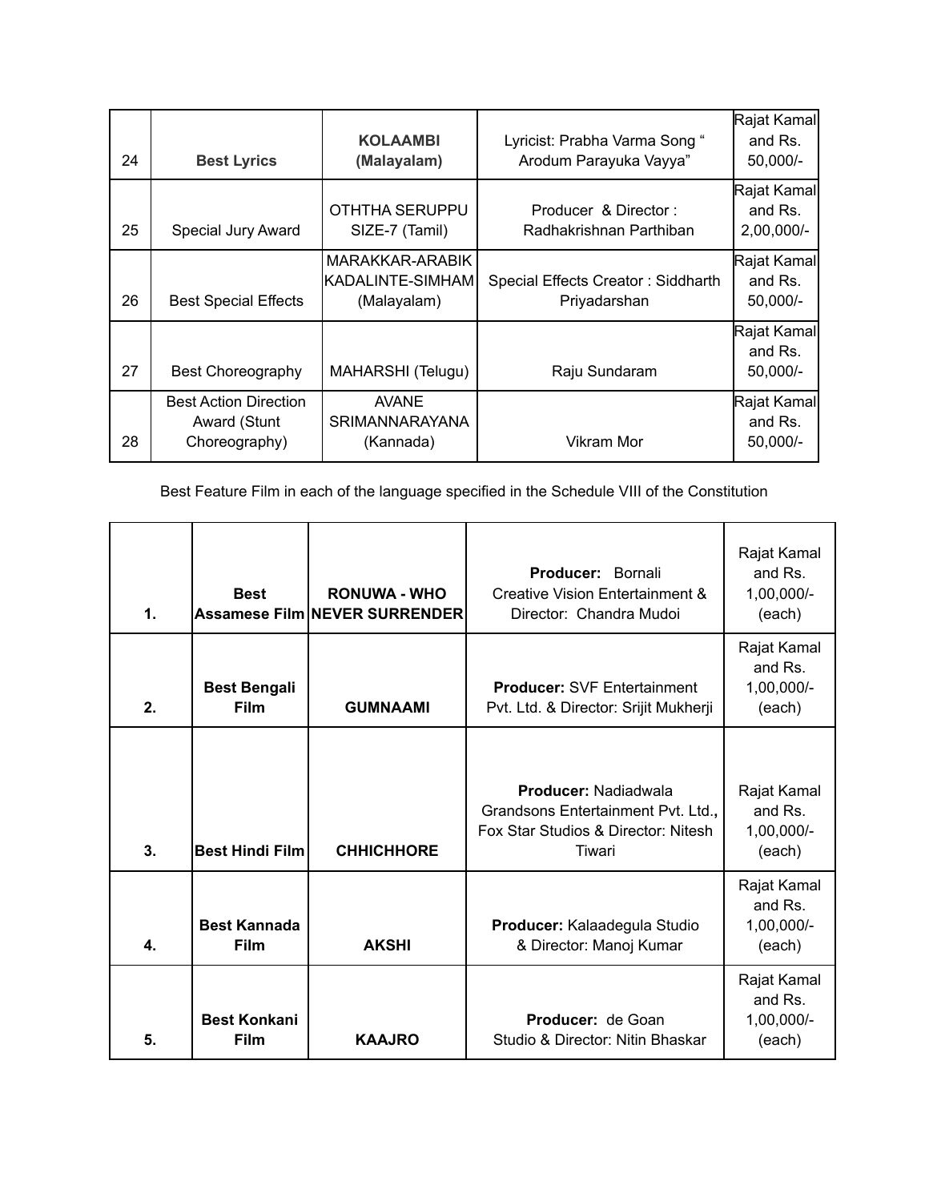| 24 | **Best Lyrics** | **KOLAAMBI (Malayalam)** | Lyricist: Prabha Varma Song " Arodum Parayuka Vayya" | Rajat Kamal and Rs. 50,000/- |
|---|---|---|---|---|
| 25 | Special Jury Award | OTHTHA SERUPPU SIZE-7 (Tamil) | Producer & Director : Radhakrishnan Parthiban | Rajat Kamal and Rs. 2,00,000/- |
| 26 | Best Special Effects | MARAKKAR-ARABIK KADALINTE-SIMHAM (Malayalam) | Special Effects Creator : Siddharth Priyadarshan | Rajat Kamal and Rs. 50,000/- |
| 27 | Best Choreography | MAHARSHI (Telugu) | Raju Sundaram | Rajat Kamal and Rs. 50,000/- |
| 28 | Best Action Direction Award (Stunt Choreography) | AVANE SRIMANNARAYANA (Kannada) | Vikram Mor | Rajat Kamal and Rs. 50,000/- |

Best Feature Film in each of the language specified in the Schedule VIII of the Constitution

| **1.** | **Best Assamese Film** | **RONUWA - WHO NEVER SURRENDER** | **Producer:** Bornali Creative Vision Entertainment & Director: Chandra Mudoi | Rajat Kamal and Rs. 1,00,000/- (each) |
|---|---|---|---|---|
| **2.** | **Best Bengali Film** | **GUMNAAMI** | **Producer:** SVF Entertainment Pvt. Ltd. & Director: Srijit Mukherji | Rajat Kamal and Rs. 1,00,000/- (each) |
| **3.** | **Best Hindi Film** | **CHHICHHORE** | **Producer:** Nadiadwala Grandsons Entertainment Pvt. Ltd., Fox Star Studios & Director: Nitesh Tiwari | Rajat Kamal and Rs. 1,00,000/- (each) |
| **4.** | **Best Kannada Film** | **AKSHI** | **Producer:** Kalaadegula Studio & Director: Manoj Kumar | Rajat Kamal and Rs. 1,00,000/- (each) |
| **5.** | **Best Konkani Film** | **KAAJRO** | **Producer:** de Goan Studio & Director: Nitin Bhaskar | Rajat Kamal and Rs. 1,00,000/- (each) |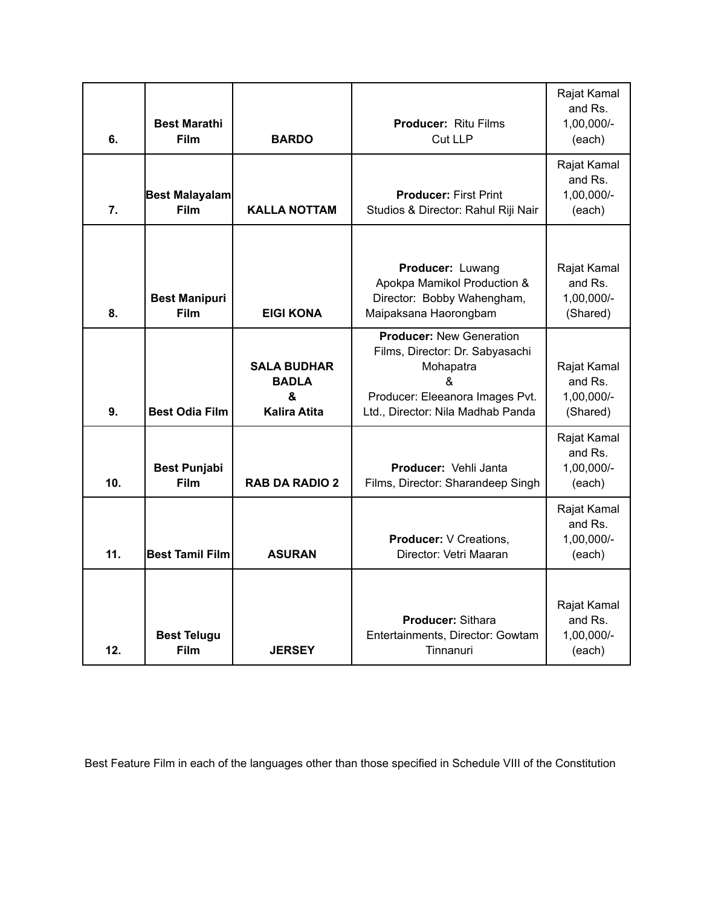| 6. | **Best Marathi Film** | **BARDO** | **Producer:** Ritu Films Cut LLP | Rajat Kamal and Rs. 1,00,000/- (each) |
|---|---|---|---|---|
| 7. | **Best Malayalam Film** | **KALLA NOTTAM** | **Producer:** First Print Studios & Director: Rahul Riji Nair | Rajat Kamal and Rs. 1,00,000/- (each) |
| 8. | **Best Manipuri Film** | **EIGI KONA** | **Producer:** Luwang Apokpa Mamikol Production & Director: Bobby Wahengham, Maipaksana Haorongbam | Rajat Kamal and Rs. 1,00,000/- (Shared) |
| 9. | **Best Odia Film** | **SALA BUDHAR BADLA & Kalira Atita** | **Producer:** New Generation Films, Director: Dr. Sabyasachi Mohapatra & Producer: Eleeanora Images Pvt. Ltd., Director: Nila Madhab Panda | Rajat Kamal and Rs. 1,00,000/- (Shared) |
| 10. | **Best Punjabi Film** | **RAB DA RADIO 2** | **Producer:** Vehli Janta Films, Director: Sharandeep Singh | Rajat Kamal and Rs. 1,00,000/- (each) |
| 11. | **Best Tamil Film** | **ASURAN** | **Producer:** V Creations, Director: Vetri Maaran | Rajat Kamal and Rs. 1,00,000/- (each) |
| 12. | **Best Telugu Film** | **JERSEY** | **Producer:** Sithara Entertainments, Director: Gowtam Tinnanuri | Rajat Kamal and Rs. 1,00,000/- (each) |

Best Feature Film in each of the languages other than those specified in Schedule VIII of the Constitution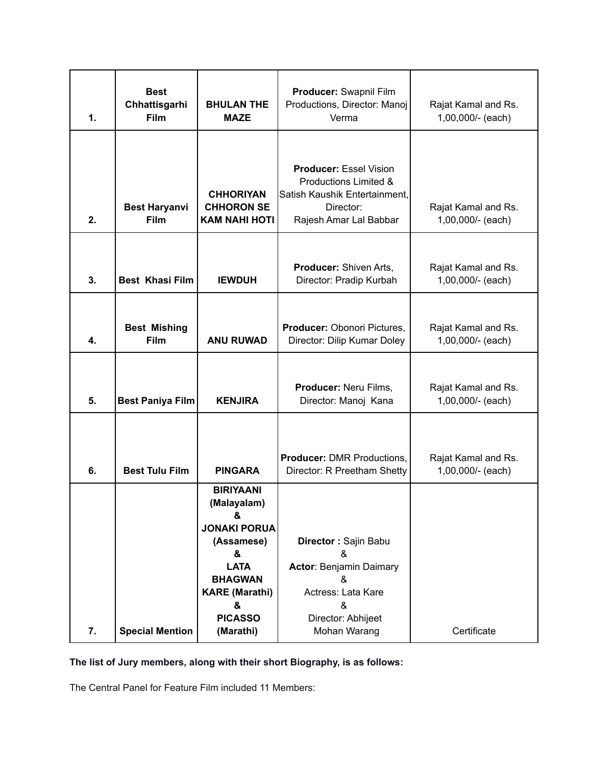| | | | | |
|---|---|---|---|---|
| 1. | **Best Chhattisgarhi Film** | **BHULAN THE MAZE** | **Producer:** Swapnil Film Productions, Director: Manoj Verma | Rajat Kamal and Rs. 1,00,000/- (each) |
| 2. | **Best Haryanvi Film** | **CHHORIYAN CHHORON SE KAM NAHI HOTI** | **Producer:** Essel Vision Productions Limited & Satish Kaushik Entertainment, Director: Rajesh Amar Lal Babbar | Rajat Kamal and Rs. 1,00,000/- (each) |
| 3. | **Best Khasi Film** | **IEWDUH** | **Producer:** Shiven Arts, Director: Pradip Kurbah | Rajat Kamal and Rs. 1,00,000/- (each) |
| 4. | **Best Mishing Film** | **ANU RUWAD** | **Producer:** Obonori Pictures, Director: Dilip Kumar Doley | Rajat Kamal and Rs. 1,00,000/- (each) |
| 5. | **Best Paniya Film** | **KENJIRA** | **Producer:** Neru Films, Director: Manoj Kana | Rajat Kamal and Rs. 1,00,000/- (each) |
| 6. | **Best Tulu Film** | **PINGARA** | **Producer:** DMR Productions, Director: R Preetham Shetty | Rajat Kamal and Rs. 1,00,000/- (each) |
| 7. | **Special Mention** | **BIRIYAANI (Malayalam) & JONAKI PORUA (Assamese) & LATA BHAGWAN KARE (Marathi) & PICASSO (Marathi)** | **Director :** Sajin Babu & **Actor**: Benjamin Daimary & Actress: Lata Kare & Director: Abhijeet Mohan Warang | Certificate |

**The list of Jury members, along with their short Biography, is as follows:**

The Central Panel for Feature Film included 11 Members: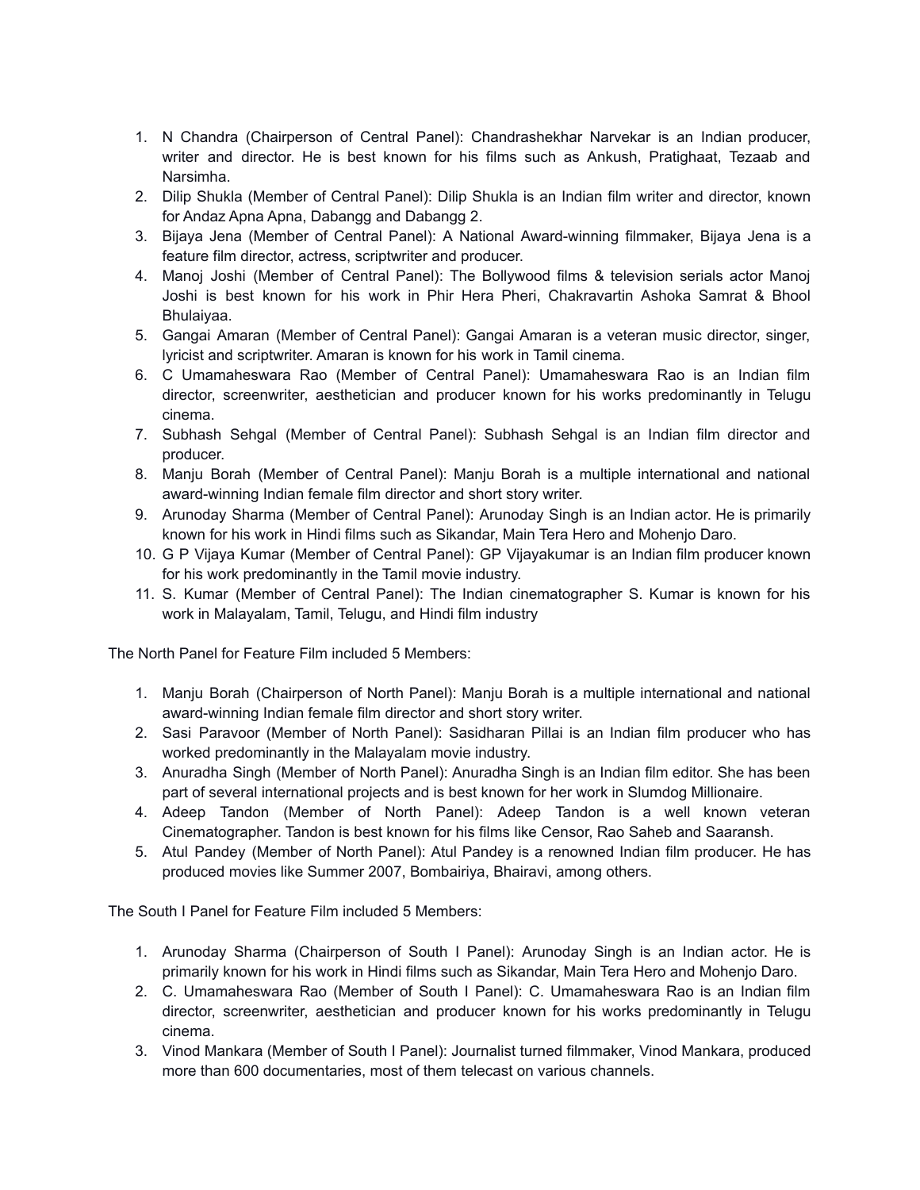1. N Chandra (Chairperson of Central Panel): Chandrashekhar Narvekar is an Indian producer, writer and director. He is best known for his films such as Ankush, Pratighaat, Tezaab and Narsimha.
2. Dilip Shukla (Member of Central Panel): Dilip Shukla is an Indian film writer and director, known for Andaz Apna Apna, Dabangg and Dabangg 2.
3. Bijaya Jena (Member of Central Panel): A National Award-winning filmmaker, Bijaya Jena is a feature film director, actress, scriptwriter and producer.
4. Manoj Joshi (Member of Central Panel): The Bollywood films & television serials actor Manoj Joshi is best known for his work in Phir Hera Pheri, Chakravartin Ashoka Samrat & Bhool Bhulaiyaa.
5. Gangai Amaran (Member of Central Panel): Gangai Amaran is a veteran music director, singer, lyricist and scriptwriter. Amaran is known for his work in Tamil cinema.
6. C Umamaheswara Rao (Member of Central Panel): Umamaheswara Rao is an Indian film director, screenwriter, aesthetician and producer known for his works predominantly in Telugu cinema.
7. Subhash Sehgal (Member of Central Panel): Subhash Sehgal is an Indian film director and producer.
8. Manju Borah (Member of Central Panel): Manju Borah is a multiple international and national award-winning Indian female film director and short story writer.
9. Arunoday Sharma (Member of Central Panel): Arunoday Singh is an Indian actor. He is primarily known for his work in Hindi films such as Sikandar, Main Tera Hero and Mohenjo Daro.
10. G P Vijaya Kumar (Member of Central Panel): GP Vijayakumar is an Indian film producer known for his work predominantly in the Tamil movie industry.
11. S. Kumar (Member of Central Panel): The Indian cinematographer S. Kumar is known for his work in Malayalam, Tamil, Telugu, and Hindi film industry

The North Panel for Feature Film included 5 Members:

1. Manju Borah (Chairperson of North Panel): Manju Borah is a multiple international and national award-winning Indian female film director and short story writer.
2. Sasi Paravoor (Member of North Panel): Sasidharan Pillai is an Indian film producer who has worked predominantly in the Malayalam movie industry.
3. Anuradha Singh (Member of North Panel): Anuradha Singh is an Indian film editor. She has been part of several international projects and is best known for her work in Slumdog Millionaire.
4. Adeep Tandon (Member of North Panel): Adeep Tandon is a well known veteran Cinematographer. Tandon is best known for his films like Censor, Rao Saheb and Saaransh.
5. Atul Pandey (Member of North Panel): Atul Pandey is a renowned Indian film producer. He has produced movies like Summer 2007, Bombairiya, Bhairavi, among others.

The South I Panel for Feature Film included 5 Members:

1. Arunoday Sharma (Chairperson of South I Panel): Arunoday Singh is an Indian actor. He is primarily known for his work in Hindi films such as Sikandar, Main Tera Hero and Mohenjo Daro.
2. C. Umamaheswara Rao (Member of South I Panel): C. Umamaheswara Rao is an Indian film director, screenwriter, aesthetician and producer known for his works predominantly in Telugu cinema.
3. Vinod Mankara (Member of South I Panel): Journalist turned filmmaker, Vinod Mankara, produced more than 600 documentaries, most of them telecast on various channels.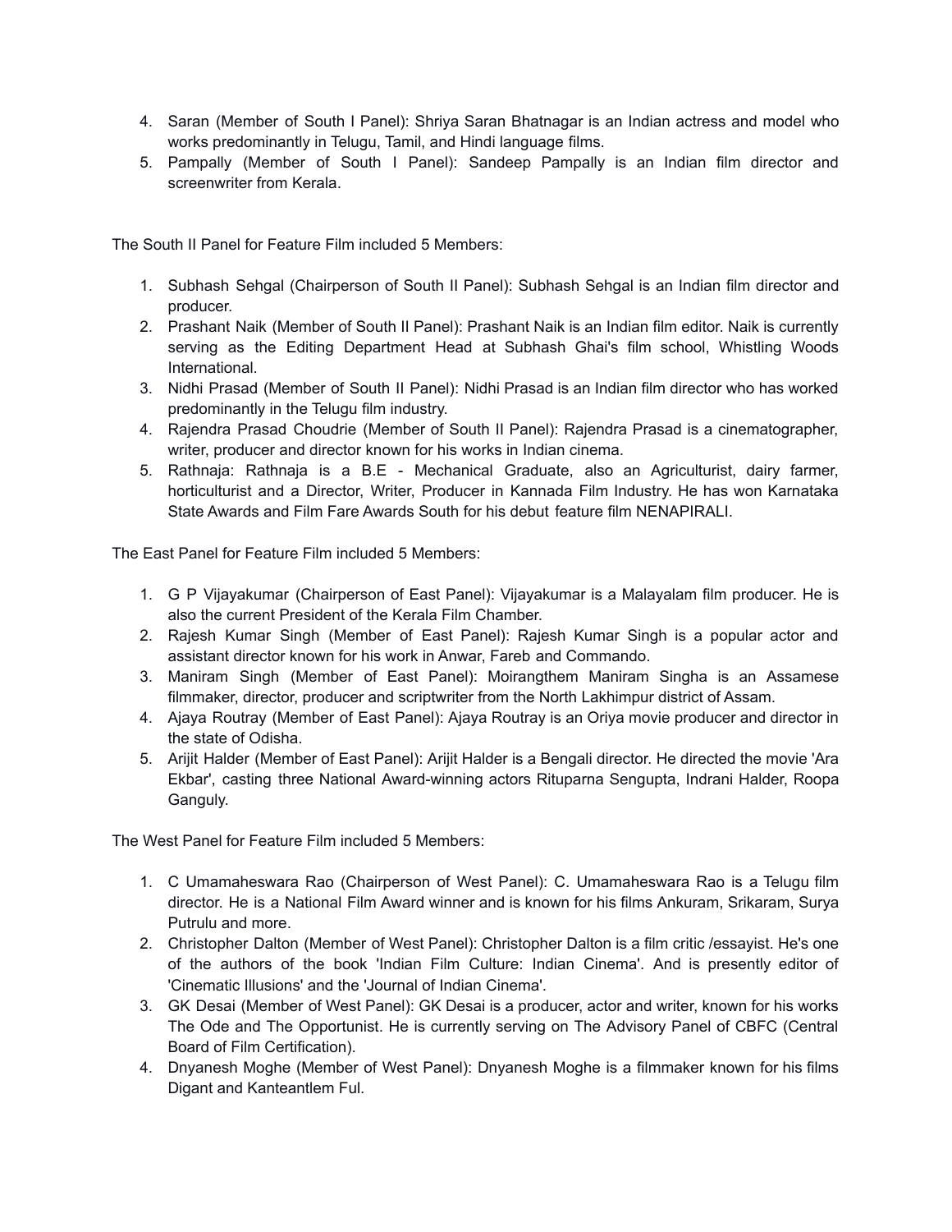4. Saran (Member of South I Panel): Shriya Saran Bhatnagar is an Indian actress and model who works predominantly in Telugu, Tamil, and Hindi language films.
5. Pampally (Member of South I Panel): Sandeep Pampally is an Indian film director and screenwriter from Kerala.

The South II Panel for Feature Film included 5 Members:

1. Subhash Sehgal (Chairperson of South II Panel): Subhash Sehgal is an Indian film director and producer.
2. Prashant Naik (Member of South II Panel): Prashant Naik is an Indian film editor. Naik is currently serving as the Editing Department Head at Subhash Ghai's film school, Whistling Woods International.
3. Nidhi Prasad (Member of South II Panel): Nidhi Prasad is an Indian film director who has worked predominantly in the Telugu film industry.
4. Rajendra Prasad Choudrie (Member of South II Panel): Rajendra Prasad is a cinematographer, writer, producer and director known for his works in Indian cinema.
5. Rathnaja: Rathnaja is a B.E - Mechanical Graduate, also an Agriculturist, dairy farmer, horticulturist and a Director, Writer, Producer in Kannada Film Industry. He has won Karnataka State Awards and Film Fare Awards South for his debut feature film NENAPIRALI.

The East Panel for Feature Film included 5 Members:

1. G P Vijayakumar (Chairperson of East Panel): Vijayakumar is a Malayalam film producer. He is also the current President of the Kerala Film Chamber.
2. Rajesh Kumar Singh (Member of East Panel): Rajesh Kumar Singh is a popular actor and assistant director known for his work in Anwar, Fareb and Commando.
3. Maniram Singh (Member of East Panel): Moirangthem Maniram Singha is an Assamese filmmaker, director, producer and scriptwriter from the North Lakhimpur district of Assam.
4. Ajaya Routray (Member of East Panel): Ajaya Routray is an Oriya movie producer and director in the state of Odisha.
5. Arijit Halder (Member of East Panel): Arijit Halder is a Bengali director. He directed the movie 'Ara Ekbar', casting three National Award-winning actors Rituparna Sengupta, Indrani Halder, Roopa Ganguly.

The West Panel for Feature Film included 5 Members:

1. C Umamaheswara Rao (Chairperson of West Panel): C. Umamaheswara Rao is a Telugu film director. He is a National Film Award winner and is known for his films Ankuram, Srikaram, Surya Putrulu and more.
2. Christopher Dalton (Member of West Panel): Christopher Dalton is a film critic /essayist. He's one of the authors of the book 'Indian Film Culture: Indian Cinema'. And is presently editor of 'Cinematic Illusions' and the 'Journal of Indian Cinema'.
3. GK Desai (Member of West Panel): GK Desai is a producer, actor and writer, known for his works The Ode and The Opportunist. He is currently serving on The Advisory Panel of CBFC (Central Board of Film Certification).
4. Dnyanesh Moghe (Member of West Panel): Dnyanesh Moghe is a filmmaker known for his films Digant and Kanteantlem Ful.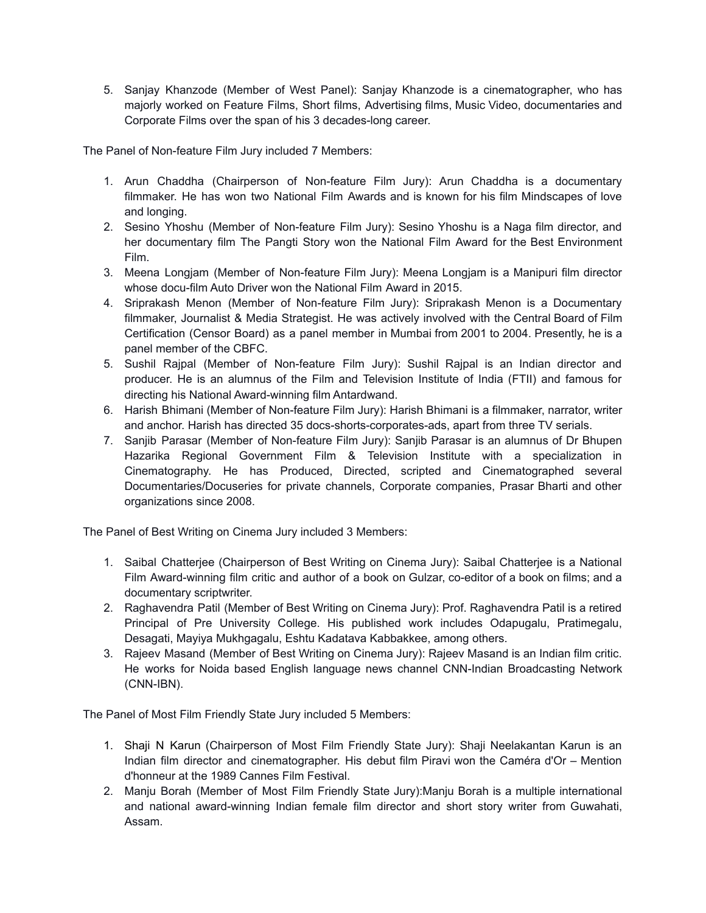5. Sanjay Khanzode (Member of West Panel): Sanjay Khanzode is a cinematographer, who has majorly worked on Feature Films, Short films, Advertising films, Music Video, documentaries and Corporate Films over the span of his 3 decades-long career.

The Panel of Non-feature Film Jury included 7 Members:

1. Arun Chaddha (Chairperson of Non-feature Film Jury): Arun Chaddha is a documentary filmmaker. He has won two National Film Awards and is known for his film Mindscapes of love and longing.
2. Sesino Yhoshu (Member of Non-feature Film Jury): Sesino Yhoshu is a Naga film director, and her documentary film The Pangti Story won the National Film Award for the Best Environment Film.
3. Meena Longjam (Member of Non-feature Film Jury): Meena Longjam is a Manipuri film director whose docu-film Auto Driver won the National Film Award in 2015.
4. Sriprakash Menon (Member of Non-feature Film Jury): Sriprakash Menon is a Documentary filmmaker, Journalist & Media Strategist. He was actively involved with the Central Board of Film Certification (Censor Board) as a panel member in Mumbai from 2001 to 2004. Presently, he is a panel member of the CBFC.
5. Sushil Rajpal (Member of Non-feature Film Jury): Sushil Rajpal is an Indian director and producer. He is an alumnus of the Film and Television Institute of India (FTII) and famous for directing his National Award-winning film Antardwand.
6. Harish Bhimani (Member of Non-feature Film Jury): Harish Bhimani is a filmmaker, narrator, writer and anchor. Harish has directed 35 docs-shorts-corporates-ads, apart from three TV serials.
7. Sanjib Parasar (Member of Non-feature Film Jury): Sanjib Parasar is an alumnus of Dr Bhupen Hazarika Regional Government Film & Television Institute with a specialization in Cinematography. He has Produced, Directed, scripted and Cinematographed several Documentaries/Docuseries for private channels, Corporate companies, Prasar Bharti and other organizations since 2008.

The Panel of Best Writing on Cinema Jury included 3 Members:

1. Saibal Chatterjee (Chairperson of Best Writing on Cinema Jury): Saibal Chatterjee is a National Film Award-winning film critic and author of a book on Gulzar, co-editor of a book on films; and a documentary scriptwriter.
2. Raghavendra Patil (Member of Best Writing on Cinema Jury): Prof. Raghavendra Patil is a retired Principal of Pre University College. His published work includes Odapugalu, Pratimegalu, Desagati, Mayiya Mukhgagalu, Eshtu Kadatava Kabbakkee, among others.
3. Rajeev Masand (Member of Best Writing on Cinema Jury): Rajeev Masand is an Indian film critic. He works for Noida based English language news channel CNN-Indian Broadcasting Network (CNN-IBN).

The Panel of Most Film Friendly State Jury included 5 Members:

1. Shaji N Karun (Chairperson of Most Film Friendly State Jury): Shaji Neelakantan Karun is an Indian film director and cinematographer. His debut film Piravi won the Caméra d'Or – Mention d'honneur at the 1989 Cannes Film Festival.
2. Manju Borah (Member of Most Film Friendly State Jury):Manju Borah is a multiple international and national award-winning Indian female film director and short story writer from Guwahati, Assam.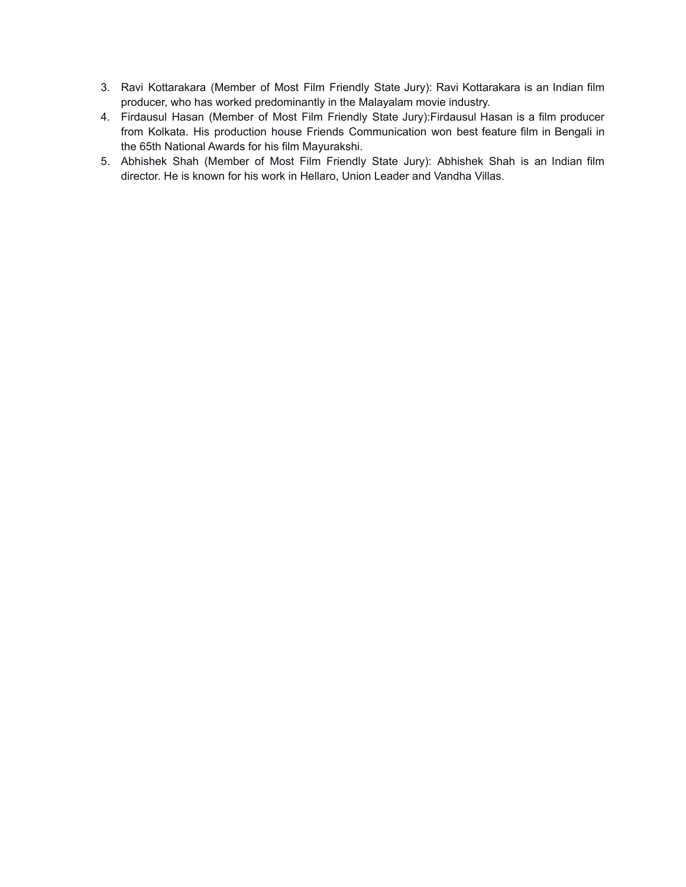3. Ravi Kottarakara (Member of Most Film Friendly State Jury): Ravi Kottarakara is an Indian film producer, who has worked predominantly in the Malayalam movie industry.
4. Firdausul Hasan (Member of Most Film Friendly State Jury):Firdausul Hasan is a film producer from Kolkata. His production house Friends Communication won best feature film in Bengali in the 65th National Awards for his film Mayurakshi.
5. Abhishek Shah (Member of Most Film Friendly State Jury): Abhishek Shah is an Indian film director. He is known for his work in Hellaro, Union Leader and Vandha Villas.